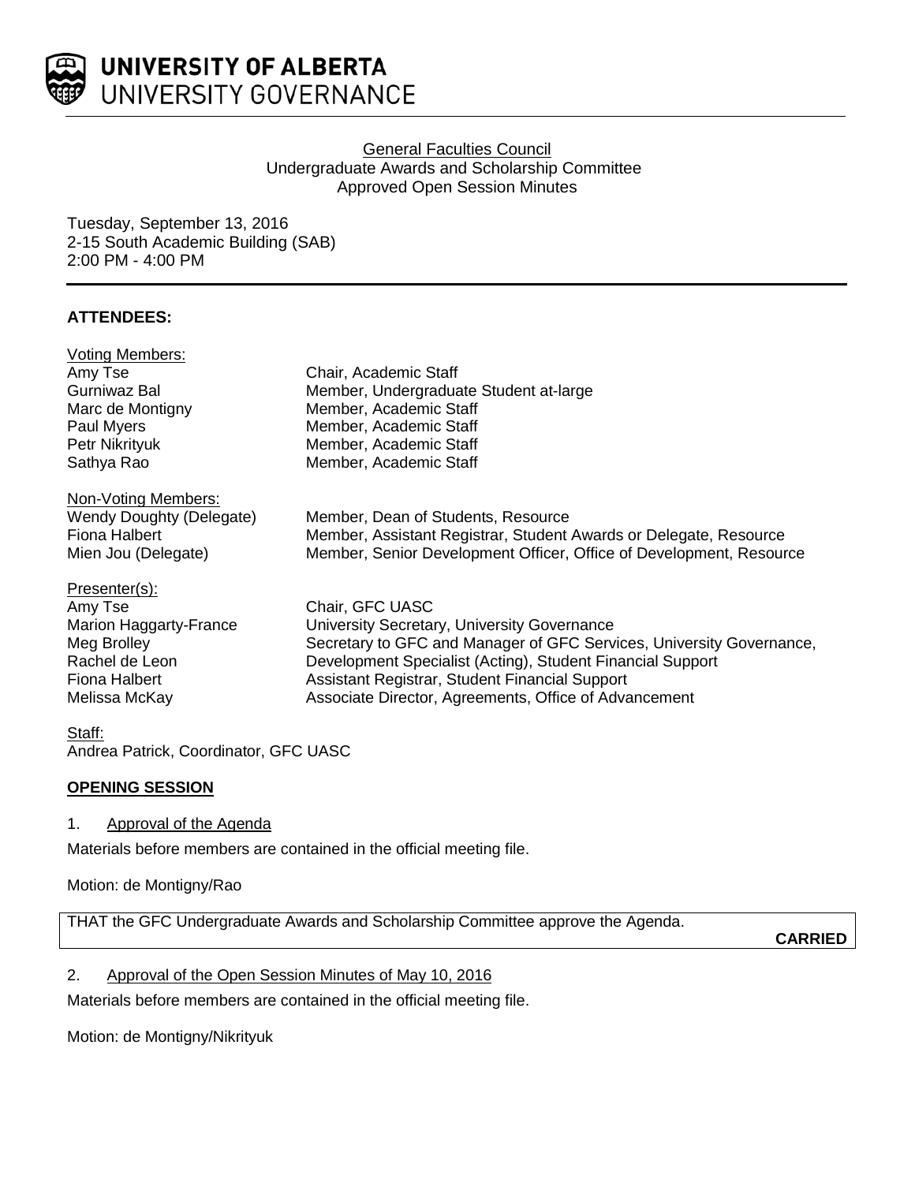**UNIVERSITY OF ALBERTA**
UNIVERSITY GOVERNANCE

General Faculties Council
Undergraduate Awards and Scholarship Committee
Approved Open Session Minutes

Tuesday, September 13, 2016
2-15 South Academic Building (SAB)
2:00 PM - 4:00 PM

**ATTENDEES:**

Voting Members:

| | |
|---|---|
| Amy Tse | Chair, Academic Staff |
| Gurniwaz Bal | Member, Undergraduate Student at-large |
| Marc de Montigny | Member, Academic Staff |
| Paul Myers | Member, Academic Staff |
| Petr Nikrityuk | Member, Academic Staff |
| Sathya Rao | Member, Academic Staff |

Non-Voting Members:

| | |
|---|---|
| Wendy Doughty (Delegate) | Member, Dean of Students, Resource |
| Fiona Halbert | Member, Assistant Registrar, Student Awards or Delegate, Resource |
| Mien Jou (Delegate) | Member, Senior Development Officer, Office of Development, Resource |

Presenter(s):

| | |
|---|---|
| Amy Tse | Chair, GFC UASC |
| Marion Haggarty-France | University Secretary, University Governance |
| Meg Brolley | Secretary to GFC and Manager of GFC Services, University Governance, |
| Rachel de Leon | Development Specialist (Acting), Student Financial Support |
| Fiona Halbert | Assistant Registrar, Student Financial Support |
| Melissa McKay | Associate Director, Agreements, Office of Advancement |

Staff:
Andrea Patrick, Coordinator, GFC UASC

**OPENING SESSION**

1. Approval of the Agenda

Materials before members are contained in the official meeting file.

Motion: de Montigny/Rao

THAT the GFC Undergraduate Awards and Scholarship Committee approve the Agenda.

**CARRIED**

2. Approval of the Open Session Minutes of May 10, 2016

Materials before members are contained in the official meeting file.

Motion: de Montigny/Nikrityuk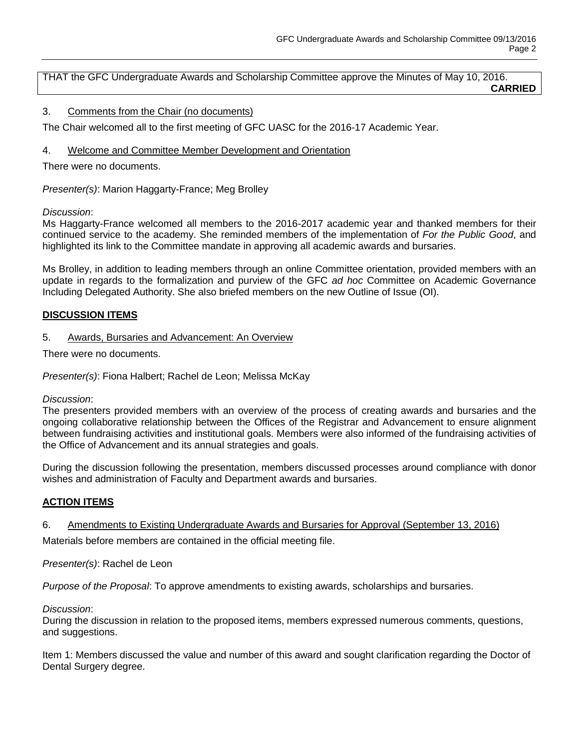THAT the GFC Undergraduate Awards and Scholarship Committee approve the Minutes of May 10, 2016.
**CARRIED**

3. Comments from the Chair (no documents)

The Chair welcomed all to the first meeting of GFC UASC for the 2016-17 Academic Year.

4. Welcome and Committee Member Development and Orientation

There were no documents.

*Presenter(s)*: Marion Haggarty-France; Meg Brolley

*Discussion*:
Ms Haggarty-France welcomed all members to the 2016-2017 academic year and thanked members for their continued service to the academy. She reminded members of the implementation of *For the Public Good*, and highlighted its link to the Committee mandate in approving all academic awards and bursaries.

Ms Brolley, in addition to leading members through an online Committee orientation, provided members with an update in regards to the formalization and purview of the GFC *ad hoc* Committee on Academic Governance Including Delegated Authority. She also briefed members on the new Outline of Issue (OI).

## DISCUSSION ITEMS

5. Awards, Bursaries and Advancement: An Overview

There were no documents.

*Presenter(s)*: Fiona Halbert; Rachel de Leon; Melissa McKay

*Discussion*:
The presenters provided members with an overview of the process of creating awards and bursaries and the ongoing collaborative relationship between the Offices of the Registrar and Advancement to ensure alignment between fundraising activities and institutional goals. Members were also informed of the fundraising activities of the Office of Advancement and its annual strategies and goals.

During the discussion following the presentation, members discussed processes around compliance with donor wishes and administration of Faculty and Department awards and bursaries.

## ACTION ITEMS

6. Amendments to Existing Undergraduate Awards and Bursaries for Approval (September 13, 2016)

Materials before members are contained in the official meeting file.

*Presenter(s)*: Rachel de Leon

*Purpose of the Proposal*: To approve amendments to existing awards, scholarships and bursaries.

*Discussion*:
During the discussion in relation to the proposed items, members expressed numerous comments, questions, and suggestions.

Item 1: Members discussed the value and number of this award and sought clarification regarding the Doctor of Dental Surgery degree.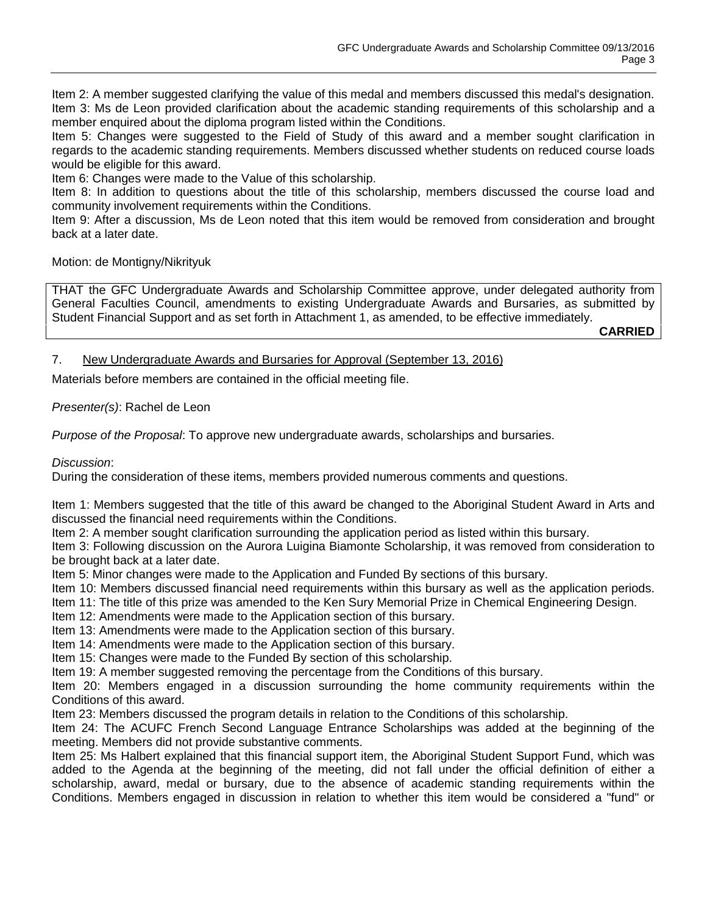Item 2: A member suggested clarifying the value of this medal and members discussed this medal's designation.
Item 3: Ms de Leon provided clarification about the academic standing requirements of this scholarship and a member enquired about the diploma program listed within the Conditions.
Item 5: Changes were suggested to the Field of Study of this award and a member sought clarification in regards to the academic standing requirements. Members discussed whether students on reduced course loads would be eligible for this award.
Item 6: Changes were made to the Value of this scholarship.
Item 8: In addition to questions about the title of this scholarship, members discussed the course load and community involvement requirements within the Conditions.
Item 9: After a discussion, Ms de Leon noted that this item would be removed from consideration and brought back at a later date.

Motion: de Montigny/Nikritytuk

THAT the GFC Undergraduate Awards and Scholarship Committee approve, under delegated authority from General Faculties Council, amendments to existing Undergraduate Awards and Bursaries, as submitted by Student Financial Support and as set forth in Attachment 1, as amended, to be effective immediately.

**CARRIED**

7. New Undergraduate Awards and Bursaries for Approval (September 13, 2016)

Materials before members are contained in the official meeting file.

*Presenter(s)*: Rachel de Leon

*Purpose of the Proposal*: To approve new undergraduate awards, scholarships and bursaries.

*Discussion*:
During the consideration of these items, members provided numerous comments and questions.

Item 1: Members suggested that the title of this award be changed to the Aboriginal Student Award in Arts and discussed the financial need requirements within the Conditions.
Item 2: A member sought clarification surrounding the application period as listed within this bursary.
Item 3: Following discussion on the Aurora Luigina Biamonte Scholarship, it was removed from consideration to be brought back at a later date.
Item 5: Minor changes were made to the Application and Funded By sections of this bursary.
Item 10: Members discussed financial need requirements within this bursary as well as the application periods.
Item 11: The title of this prize was amended to the Ken Sury Memorial Prize in Chemical Engineering Design.
Item 12: Amendments were made to the Application section of this bursary.
Item 13: Amendments were made to the Application section of this bursary.
Item 14: Amendments were made to the Application section of this bursary.
Item 15: Changes were made to the Funded By section of this scholarship.
Item 19: A member suggested removing the percentage from the Conditions of this bursary.
Item 20: Members engaged in a discussion surrounding the home community requirements within the Conditions of this award.
Item 23: Members discussed the program details in relation to the Conditions of this scholarship.
Item 24: The ACUFC French Second Language Entrance Scholarships was added at the beginning of the meeting. Members did not provide substantive comments.
Item 25: Ms Halbert explained that this financial support item, the Aboriginal Student Support Fund, which was added to the Agenda at the beginning of the meeting, did not fall under the official definition of either a scholarship, award, medal or bursary, due to the absence of academic standing requirements within the Conditions. Members engaged in discussion in relation to whether this item would be considered a "fund" or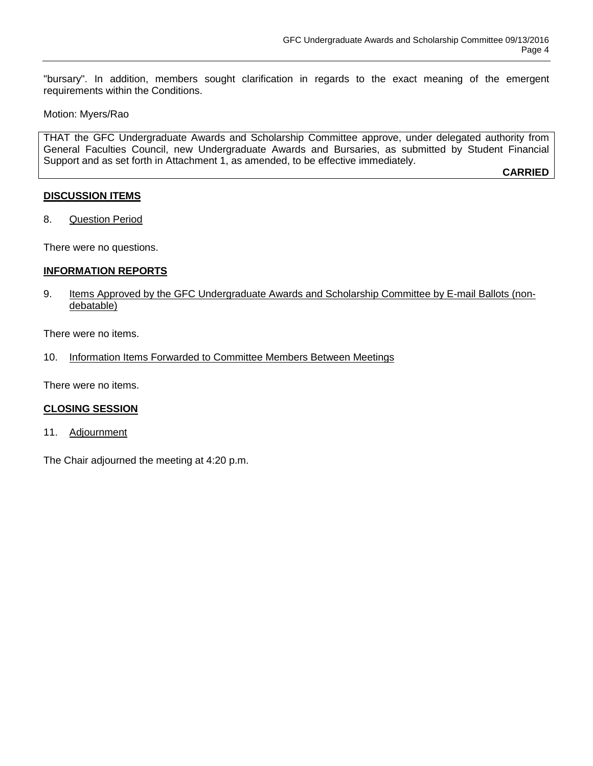"bursary". In addition, members sought clarification in regards to the exact meaning of the emergent requirements within the Conditions.

Motion: Myers/Rao

THAT the GFC Undergraduate Awards and Scholarship Committee approve, under delegated authority from General Faculties Council, new Undergraduate Awards and Bursaries, as submitted by Student Financial Support and as set forth in Attachment 1, as amended, to be effective immediately.

**CARRIED**

## DISCUSSION ITEMS

8. Question Period

There were no questions.

## INFORMATION REPORTS

9. Items Approved by the GFC Undergraduate Awards and Scholarship Committee by E-mail Ballots (non-debatable)

There were no items.

10. Information Items Forwarded to Committee Members Between Meetings

There were no items.

## CLOSING SESSION

11. Adjournment

The Chair adjourned the meeting at 4:20 p.m.